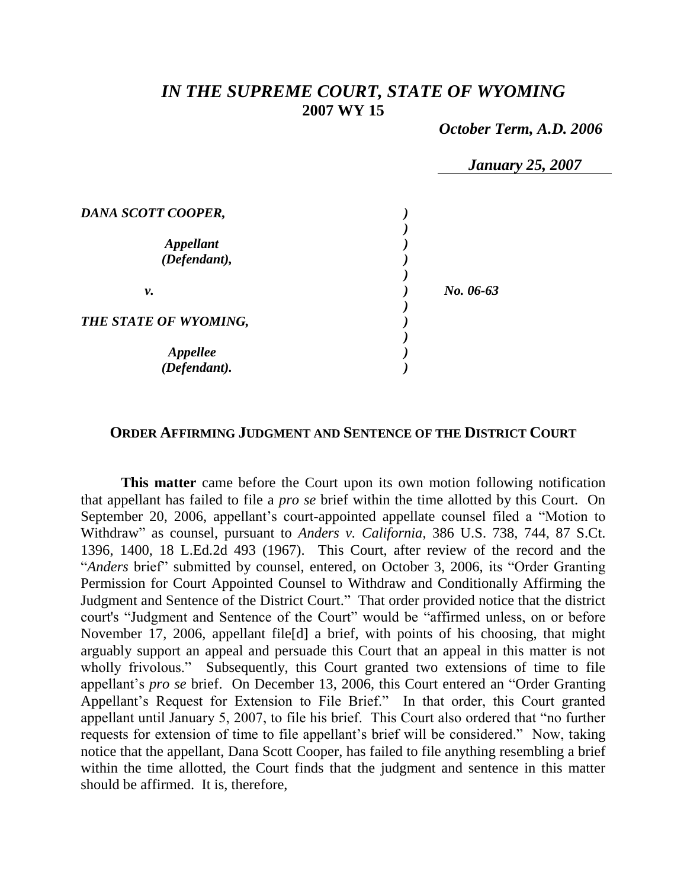# *IN THE SUPREME COURT, STATE OF WYOMING*
## 2007 WY 15

*October Term, A.D. 2006*

*January 25, 2007*

| | | |
|---|---|---|
| ***DANA SCOTT COOPER,*** | ) | |
| | ) | |
| ***Appellant*** | ) | |
| ***(Defendant),*** | ) | |
| | ) | |
| ***v.*** | ) | ***No. 06-63*** |
| | ) | |
| ***THE STATE OF WYOMING,*** | ) | |
| | ) | |
| ***Appellee*** | ) | |
| ***(Defendant).*** | ) | |

**ORDER AFFIRMING JUDGMENT AND SENTENCE OF THE DISTRICT COURT**

**This matter** came before the Court upon its own motion following notification that appellant has failed to file a *pro se* brief within the time allotted by this Court. On September 20, 2006, appellant's court-appointed appellate counsel filed a "Motion to Withdraw" as counsel, pursuant to *Anders v. California*, 386 U.S. 738, 744, 87 S.Ct. 1396, 1400, 18 L.Ed.2d 493 (1967). This Court, after review of the record and the "*Anders* brief" submitted by counsel, entered, on October 3, 2006, its "Order Granting Permission for Court Appointed Counsel to Withdraw and Conditionally Affirming the Judgment and Sentence of the District Court." That order provided notice that the district court's "Judgment and Sentence of the Court" would be "affirmed unless, on or before November 17, 2006, appellant file[d] a brief, with points of his choosing, that might arguably support an appeal and persuade this Court that an appeal in this matter is not wholly frivolous." Subsequently, this Court granted two extensions of time to file appellant's *pro se* brief. On December 13, 2006, this Court entered an "Order Granting Appellant's Request for Extension to File Brief." In that order, this Court granted appellant until January 5, 2007, to file his brief. This Court also ordered that "no further requests for extension of time to file appellant's brief will be considered." Now, taking notice that the appellant, Dana Scott Cooper, has failed to file anything resembling a brief within the time allotted, the Court finds that the judgment and sentence in this matter should be affirmed. It is, therefore,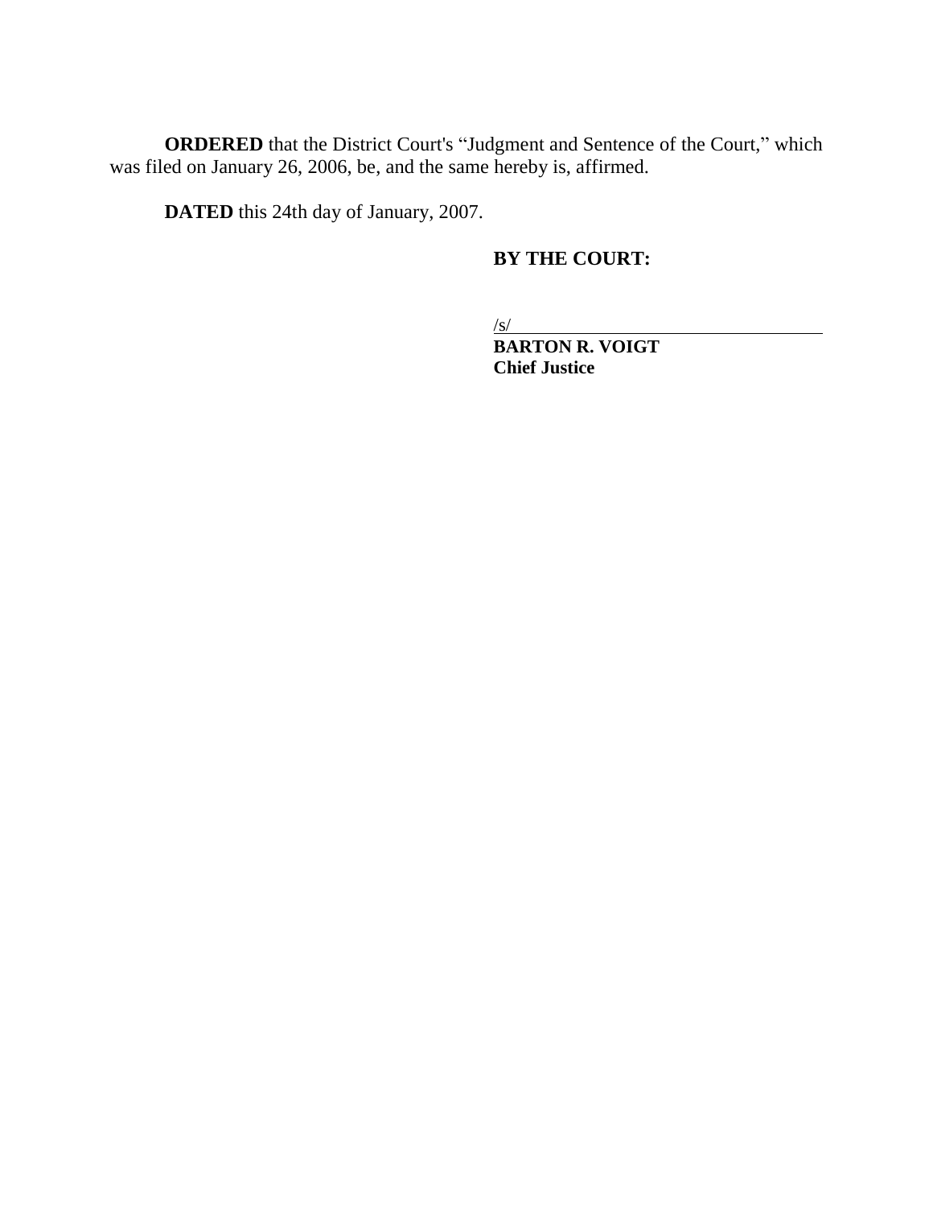**ORDERED** that the District Court's "Judgment and Sentence of the Court," which was filed on January 26, 2006, be, and the same hereby is, affirmed.

**DATED** this 24th day of January, 2007.

**BY THE COURT:**

/s/

**BARTON R. VOIGT**
**Chief Justice**